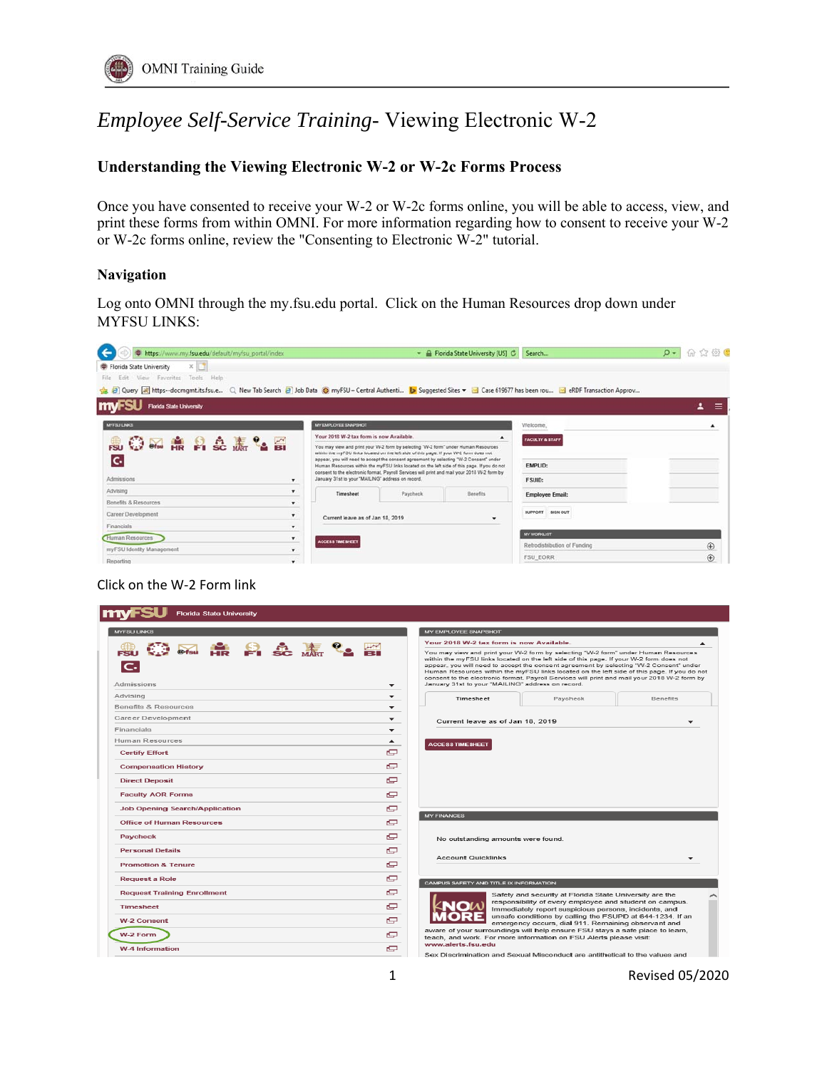# *Employee Self-Service Training-* Viewing Electronic W-2

## Understanding the Viewing Electronic W-2 or W-2c Forms Process

Once you have consented to receive your W-2 or W-2c forms online, you will be able to access, view, and print these forms from within OMNI. For more information regarding how to consent to receive your W-2 or W-2c forms online, review the "Consenting to Electronic W-2" tutorial.

### Navigation

Log onto OMNI through the my.fsu.edu portal. Click on the Human Resources drop down under MYFSU LINKS:

Click on the W-2 Form link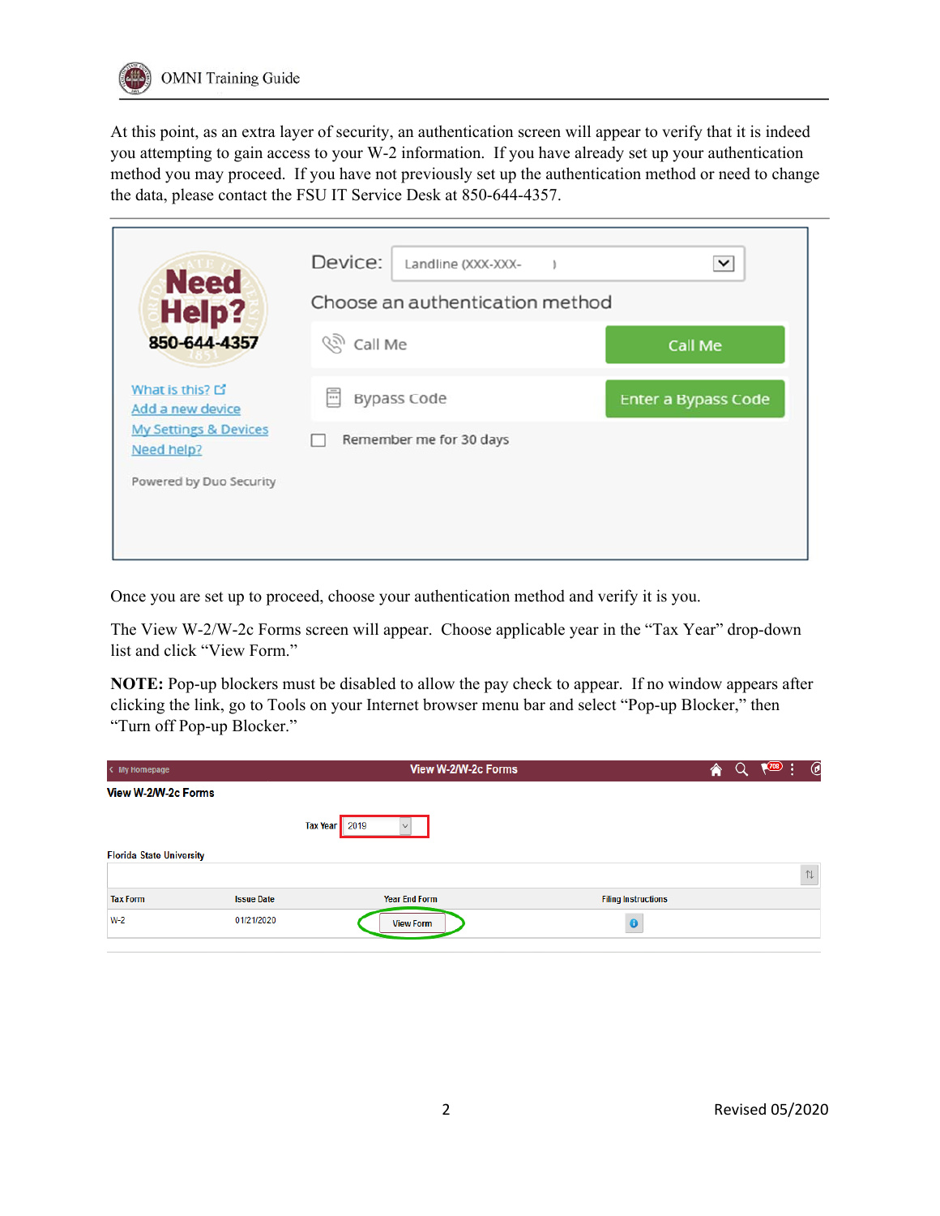At this point, as an extra layer of security, an authentication screen will appear to verify that it is indeed you attempting to gain access to your W-2 information. If you have already set up your authentication method you may proceed. If you have not previously set up the authentication method or need to change the data, please contact the FSU IT Service Desk at 850-644-4357.

Need Help?
850-644-4357

What is this?
Add a new device
My Settings & Devices
Need help?

Powered by Duo Security

Device: Landline (XXX-XXX- )

Choose an authentication method

Call Me — Call Me

Bypass Code — Enter a Bypass Code

Remember me for 30 days

Once you are set up to proceed, choose your authentication method and verify it is you.

The View W-2/W-2c Forms screen will appear. Choose applicable year in the “Tax Year” drop-down list and click “View Form.”

**NOTE:** Pop-up blockers must be disabled to allow the pay check to appear. If no window appears after clicking the link, go to Tools on your Internet browser menu bar and select “Pop-up Blocker,” then “Turn off Pop-up Blocker.”

My Homepage — View W-2/W-2c Forms

View W-2/W-2c Forms

Tax Year: 2019

Florida State University

| Tax Form | Issue Date | Year End Form | Filing Instructions |
| --- | --- | --- | --- |
| W-2 | 01/21/2020 | View Form | |